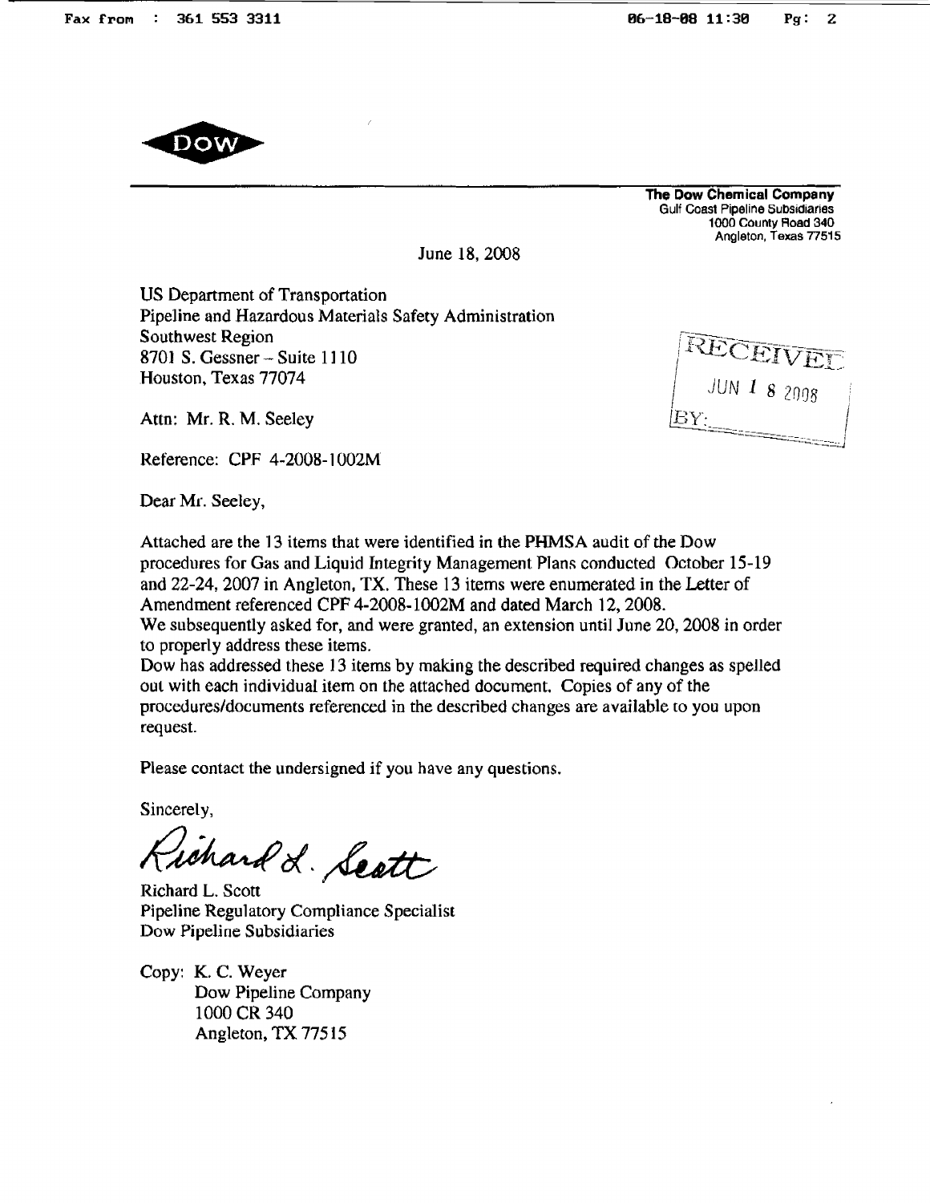**The Dow Chemical Company**
Gulf Coast Pipeline Subsidiaries
1000 County Road 340
Angleton, Texas 77515

June 18, 2008

US Department of Transportation
Pipeline and Hazardous Materials Safety Administration
Southwest Region
8701 S. Gessner – Suite 1110
Houston, Texas 77074

RECEIVED
JUN 1 8 2008
BY:

Attn: Mr. R. M. Seeley

Reference: CPF 4-2008-1002M

Dear Mr. Seeley,

Attached are the 13 items that were identified in the PHMSA audit of the Dow procedures for Gas and Liquid Integrity Management Plans conducted October 15-19 and 22-24, 2007 in Angleton, TX. These 13 items were enumerated in the Letter of Amendment referenced CPF 4-2008-1002M and dated March 12, 2008.
We subsequently asked for, and were granted, an extension until June 20, 2008 in order to properly address these items.
Dow has addressed these 13 items by making the described required changes as spelled out with each individual item on the attached document. Copies of any of the procedures/documents referenced in the described changes are available to you upon request.

Please contact the undersigned if you have any questions.

Sincerely,

Richard L. Scott

Richard L. Scott
Pipeline Regulatory Compliance Specialist
Dow Pipeline Subsidiaries

Copy: K. C. Weyer
Dow Pipeline Company
1000 CR 340
Angleton, TX 77515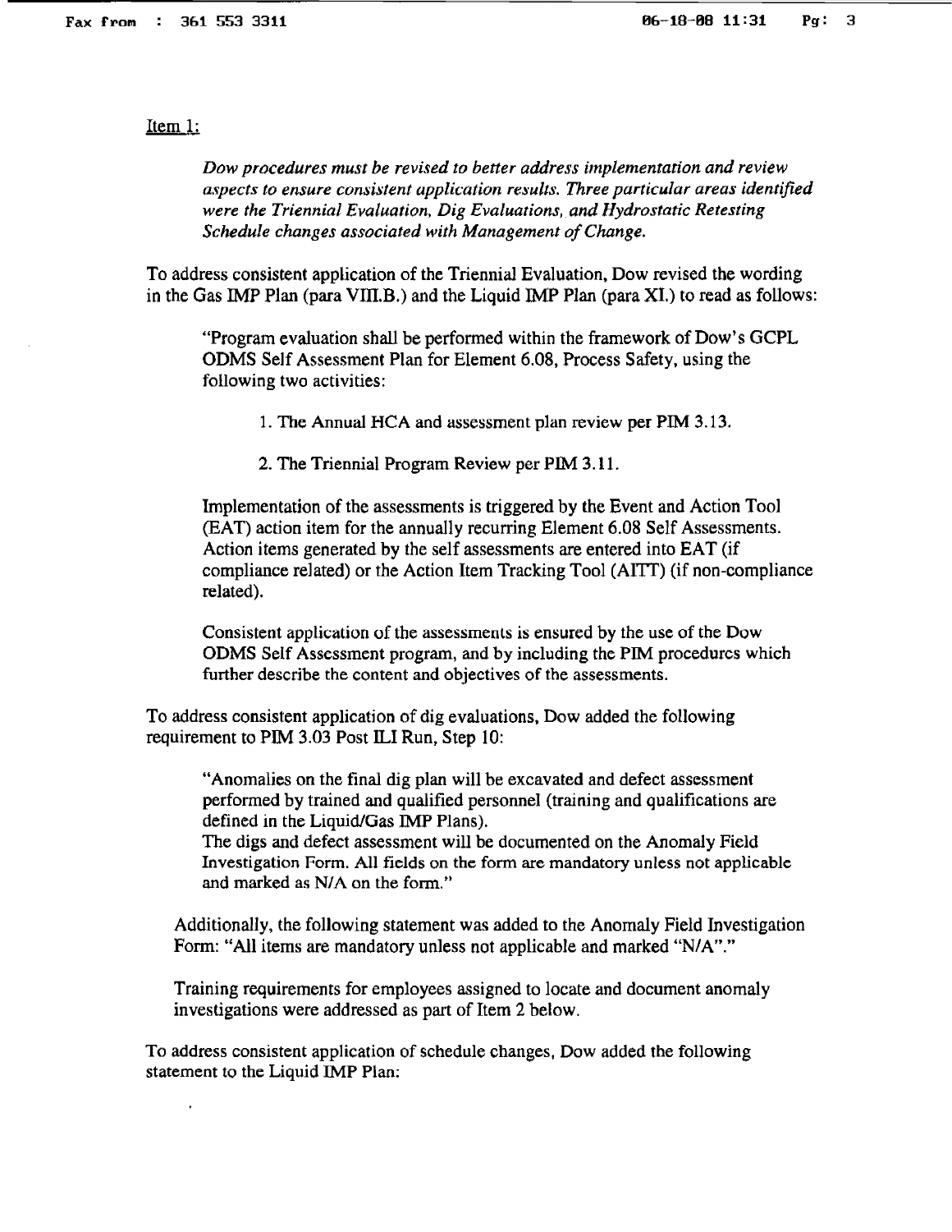Item 1:

> *Dow procedures must be revised to better address implementation and review aspects to ensure consistent application results. Three particular areas identified were the Triennial Evaluation, Dig Evaluations, and Hydrostatic Retesting Schedule changes associated with Management of Change.*

To address consistent application of the Triennial Evaluation, Dow revised the wording in the Gas IMP Plan (para VIII.B.) and the Liquid IMP Plan (para XI.) to read as follows:

> "Program evaluation shall be performed within the framework of Dow's GCPL ODMS Self Assessment Plan for Element 6.08, Process Safety, using the following two activities:
>
> 1. The Annual HCA and assessment plan review per PIM 3.13.
>
> 2. The Triennial Program Review per PIM 3.11.
>
> Implementation of the assessments is triggered by the Event and Action Tool (EAT) action item for the annually recurring Element 6.08 Self Assessments. Action items generated by the self assessments are entered into EAT (if compliance related) or the Action Item Tracking Tool (AITT) (if non-compliance related).
>
> Consistent application of the assessments is ensured by the use of the Dow ODMS Self Assessment program, and by including the PIM procedures which further describe the content and objectives of the assessments.

To address consistent application of dig evaluations, Dow added the following requirement to PIM 3.03 Post ILI Run, Step 10:

> "Anomalies on the final dig plan will be excavated and defect assessment performed by trained and qualified personnel (training and qualifications are defined in the Liquid/Gas IMP Plans).
> The digs and defect assessment will be documented on the Anomaly Field Investigation Form. All fields on the form are mandatory unless not applicable and marked as N/A on the form."

Additionally, the following statement was added to the Anomaly Field Investigation Form: "All items are mandatory unless not applicable and marked "N/A"."

Training requirements for employees assigned to locate and document anomaly investigations were addressed as part of Item 2 below.

To address consistent application of schedule changes, Dow added the following statement to the Liquid IMP Plan: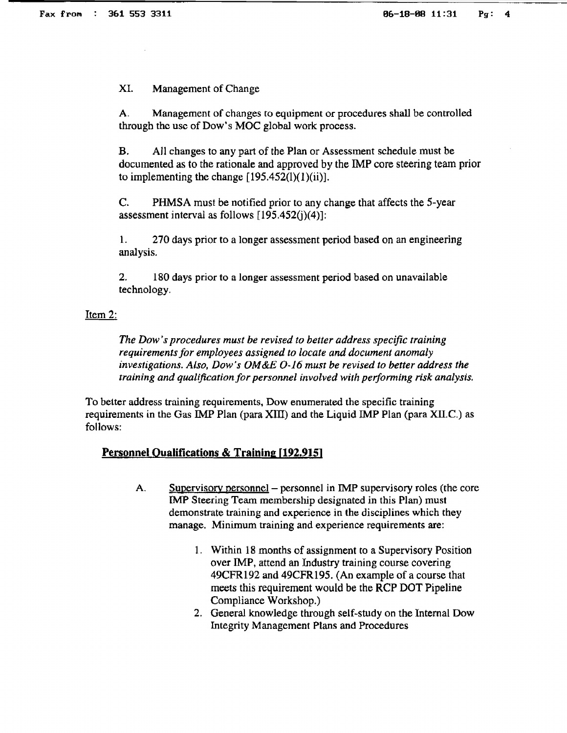XI. Management of Change

A. Management of changes to equipment or procedures shall be controlled through the use of Dow's MOC global work process.

B. All changes to any part of the Plan or Assessment schedule must be documented as to the rationale and approved by the IMP core steering team prior to implementing the change [195.452(l)(1)(ii)].

C. PHMSA must be notified prior to any change that affects the 5-year assessment interval as follows [195.452(j)(4)]:

1. 270 days prior to a longer assessment period based on an engineering analysis.

2. 180 days prior to a longer assessment period based on unavailable technology.

Item 2:

*The Dow's procedures must be revised to better address specific training requirements for employees assigned to locate and document anomaly investigations. Also, Dow's OM&E O-16 must be revised to better address the training and qualification for personnel involved with performing risk analysis.*

To better address training requirements, Dow enumerated the specific training requirements in the Gas IMP Plan (para XIII) and the Liquid IMP Plan (para XII.C.) as follows:

**Personnel Qualifications & Training [192.915]**

A. Supervisory personnel – personnel in IMP supervisory roles (the core IMP Steering Team membership designated in this Plan) must demonstrate training and experience in the disciplines which they manage. Minimum training and experience requirements are:

1. Within 18 months of assignment to a Supervisory Position over IMP, attend an Industry training course covering 49CFR192 and 49CFR195. (An example of a course that meets this requirement would be the RCP DOT Pipeline Compliance Workshop.)
2. General knowledge through self-study on the Internal Dow Integrity Management Plans and Procedures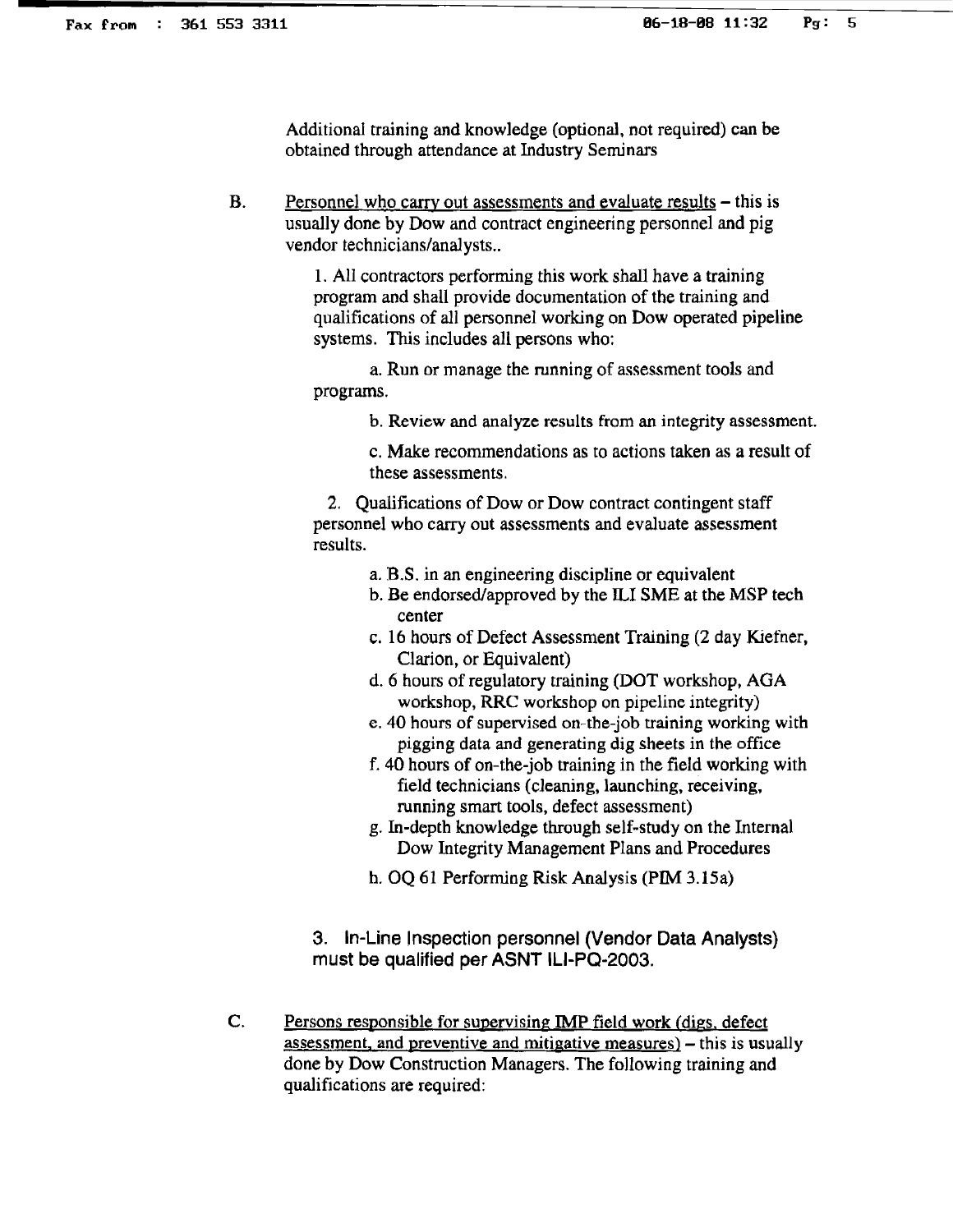Additional training and knowledge (optional, not required) can be obtained through attendance at Industry Seminars

B. <u>Personnel who carry out assessments and evaluate results</u> – this is usually done by Dow and contract engineering personnel and pig vendor technicians/analysts..

1. All contractors performing this work shall have a training program and shall provide documentation of the training and qualifications of all personnel working on Dow operated pipeline systems. This includes all persons who:

   a. Run or manage the running of assessment tools and programs.

   b. Review and analyze results from an integrity assessment.

   c. Make recommendations as to actions taken as a result of these assessments.

2. Qualifications of Dow or Dow contract contingent staff personnel who carry out assessments and evaluate assessment results.

   a. B.S. in an engineering discipline or equivalent
   b. Be endorsed/approved by the ILI SME at the MSP tech center
   c. 16 hours of Defect Assessment Training (2 day Kiefner, Clarion, or Equivalent)
   d. 6 hours of regulatory training (DOT workshop, AGA workshop, RRC workshop on pipeline integrity)
   e. 40 hours of supervised on-the-job training working with pigging data and generating dig sheets in the office
   f. 40 hours of on-the-job training in the field working with field technicians (cleaning, launching, receiving, running smart tools, defect assessment)
   g. In-depth knowledge through self-study on the Internal Dow Integrity Management Plans and Procedures
   h. OQ 61 Performing Risk Analysis (PIM 3.15a)

3. In-Line Inspection personnel (Vendor Data Analysts) must be qualified per ASNT ILI-PQ-2003.

C. <u>Persons responsible for supervising IMP field work (digs, defect assessment, and preventive and mitigative measures)</u> – this is usually done by Dow Construction Managers. The following training and qualifications are required: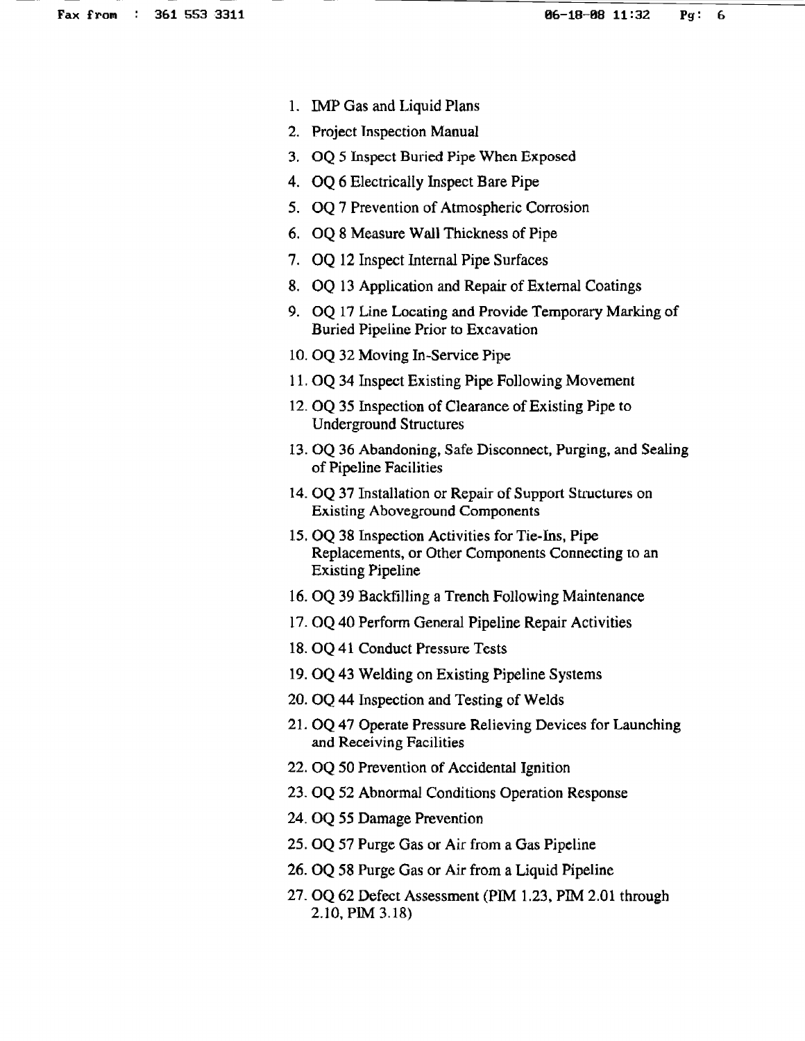1. IMP Gas and Liquid Plans
2. Project Inspection Manual
3. OQ 5 Inspect Buried Pipe When Exposed
4. OQ 6 Electrically Inspect Bare Pipe
5. OQ 7 Prevention of Atmospheric Corrosion
6. OQ 8 Measure Wall Thickness of Pipe
7. OQ 12 Inspect Internal Pipe Surfaces
8. OQ 13 Application and Repair of External Coatings
9. OQ 17 Line Locating and Provide Temporary Marking of Buried Pipeline Prior to Excavation
10. OQ 32 Moving In-Service Pipe
11. OQ 34 Inspect Existing Pipe Following Movement
12. OQ 35 Inspection of Clearance of Existing Pipe to Underground Structures
13. OQ 36 Abandoning, Safe Disconnect, Purging, and Sealing of Pipeline Facilities
14. OQ 37 Installation or Repair of Support Structures on Existing Aboveground Components
15. OQ 38 Inspection Activities for Tie-Ins, Pipe Replacements, or Other Components Connecting to an Existing Pipeline
16. OQ 39 Backfilling a Trench Following Maintenance
17. OQ 40 Perform General Pipeline Repair Activities
18. OQ 41 Conduct Pressure Tests
19. OQ 43 Welding on Existing Pipeline Systems
20. OQ 44 Inspection and Testing of Welds
21. OQ 47 Operate Pressure Relieving Devices for Launching and Receiving Facilities
22. OQ 50 Prevention of Accidental Ignition
23. OQ 52 Abnormal Conditions Operation Response
24. OQ 55 Damage Prevention
25. OQ 57 Purge Gas or Air from a Gas Pipeline
26. OQ 58 Purge Gas or Air from a Liquid Pipeline
27. OQ 62 Defect Assessment (PIM 1.23, PIM 2.01 through 2.10, PIM 3.18)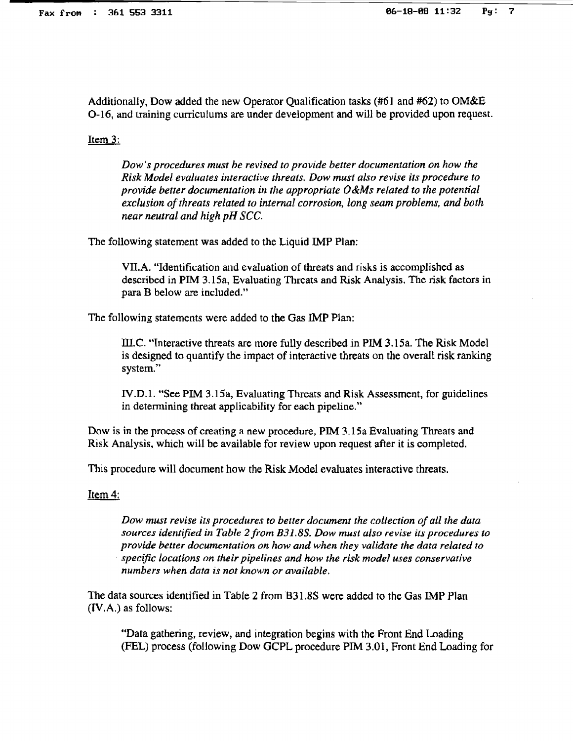Additionally, Dow added the new Operator Qualification tasks (#61 and #62) to OM&E O-16, and training curriculums are under development and will be provided upon request.

Item 3:

> *Dow's procedures must be revised to provide better documentation on how the Risk Model evaluates interactive threats. Dow must also revise its procedure to provide better documentation in the appropriate O&Ms related to the potential exclusion of threats related to internal corrosion, long seam problems, and both near neutral and high pH SCC.*

The following statement was added to the Liquid IMP Plan:

> VII.A. "Identification and evaluation of threats and risks is accomplished as described in PIM 3.15a, Evaluating Threats and Risk Analysis. The risk factors in para B below are included."

The following statements were added to the Gas IMP Plan:

> III.C. "Interactive threats are more fully described in PIM 3.15a. The Risk Model is designed to quantify the impact of interactive threats on the overall risk ranking system."
>
> IV.D.1. "See PIM 3.15a, Evaluating Threats and Risk Assessment, for guidelines in determining threat applicability for each pipeline."

Dow is in the process of creating a new procedure, PIM 3.15a Evaluating Threats and Risk Analysis, which will be available for review upon request after it is completed.

This procedure will document how the Risk Model evaluates interactive threats.

Item 4:

> *Dow must revise its procedures to better document the collection of all the data sources identified in Table 2 from B31.8S. Dow must also revise its procedures to provide better documentation on how and when they validate the data related to specific locations on their pipelines and how the risk model uses conservative numbers when data is not known or available.*

The data sources identified in Table 2 from B31.8S were added to the Gas IMP Plan (IV.A.) as follows:

> "Data gathering, review, and integration begins with the Front End Loading (FEL) process (following Dow GCPL procedure PIM 3.01, Front End Loading for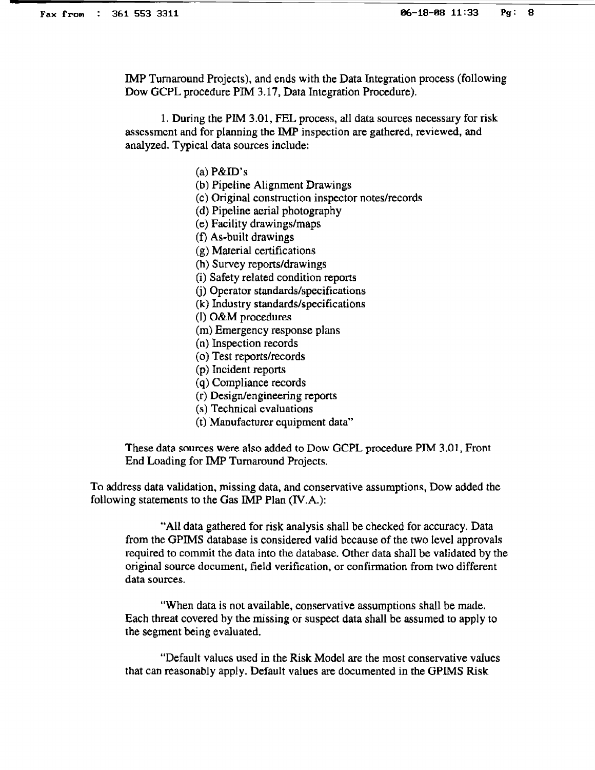IMP Turnaround Projects), and ends with the Data Integration process (following Dow GCPL procedure PIM 3.17, Data Integration Procedure).

1. During the PIM 3.01, FEL process, all data sources necessary for risk assessment and for planning the IMP inspection are gathered, reviewed, and analyzed. Typical data sources include:

(a) P&ID's
(b) Pipeline Alignment Drawings
(c) Original construction inspector notes/records
(d) Pipeline aerial photography
(e) Facility drawings/maps
(f) As-built drawings
(g) Material certifications
(h) Survey reports/drawings
(i) Safety related condition reports
(j) Operator standards/specifications
(k) Industry standards/specifications
(l) O&M procedures
(m) Emergency response plans
(n) Inspection records
(o) Test reports/records
(p) Incident reports
(q) Compliance records
(r) Design/engineering reports
(s) Technical evaluations
(t) Manufacturer equipment data"

These data sources were also added to Dow GCPL procedure PIM 3.01, Front End Loading for IMP Turnaround Projects.

To address data validation, missing data, and conservative assumptions, Dow added the following statements to the Gas IMP Plan (IV.A.):

"All data gathered for risk analysis shall be checked for accuracy. Data from the GPIMS database is considered valid because of the two level approvals required to commit the data into the database. Other data shall be validated by the original source document, field verification, or confirmation from two different data sources.

"When data is not available, conservative assumptions shall be made. Each threat covered by the missing or suspect data shall be assumed to apply to the segment being evaluated.

"Default values used in the Risk Model are the most conservative values that can reasonably apply. Default values are documented in the GPIMS Risk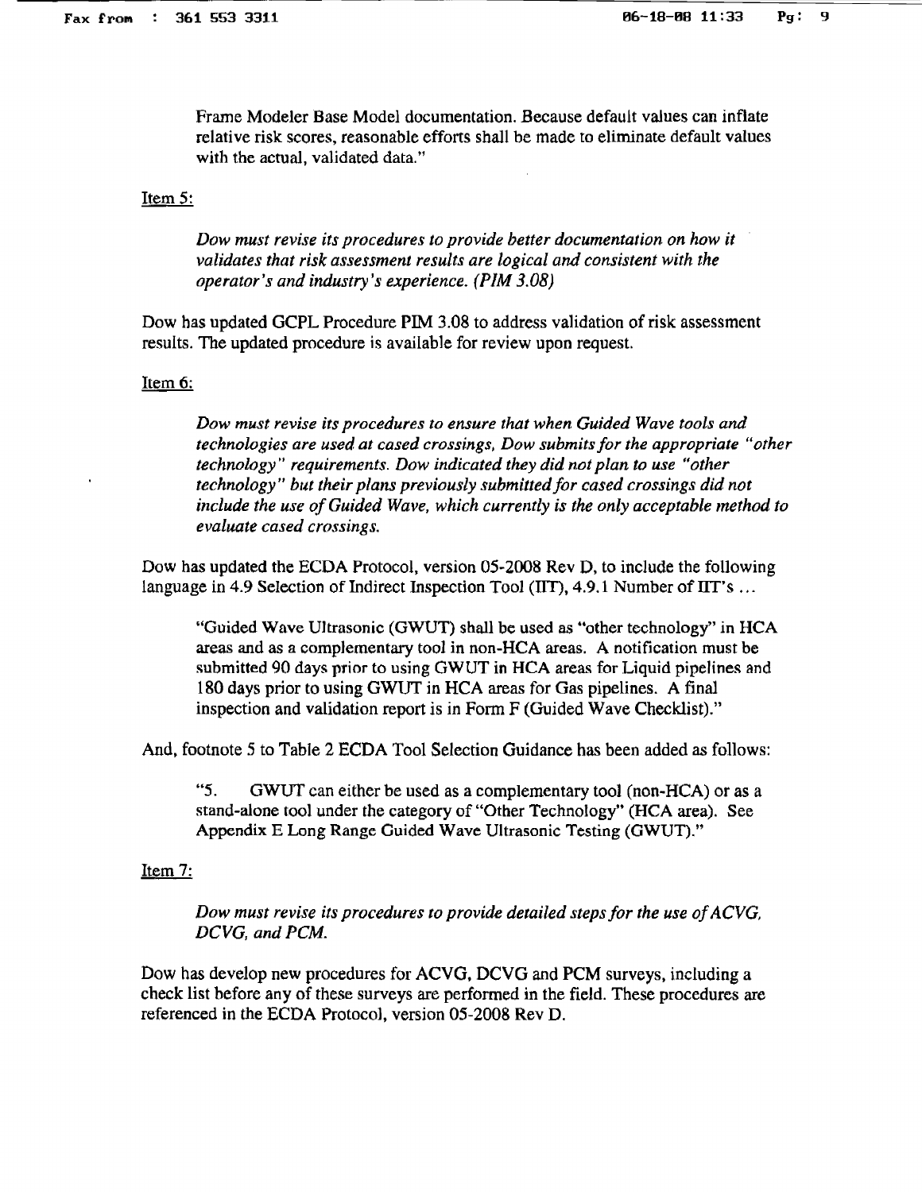Frame Modeler Base Model documentation. Because default values can inflate relative risk scores, reasonable efforts shall be made to eliminate default values with the actual, validated data."

Item 5:

*Dow must revise its procedures to provide better documentation on how it validates that risk assessment results are logical and consistent with the operator's and industry's experience. (PIM 3.08)*

Dow has updated GCPL Procedure PIM 3.08 to address validation of risk assessment results. The updated procedure is available for review upon request.

Item 6:

*Dow must revise its procedures to ensure that when Guided Wave tools and technologies are used at cased crossings, Dow submits for the appropriate "other technology" requirements. Dow indicated they did not plan to use "other technology" but their plans previously submitted for cased crossings did not include the use of Guided Wave, which currently is the only acceptable method to evaluate cased crossings.*

Dow has updated the ECDA Protocol, version 05-2008 Rev D, to include the following language in 4.9 Selection of Indirect Inspection Tool (IIT), 4.9.1 Number of IIT's …

> "Guided Wave Ultrasonic (GWUT) shall be used as "other technology" in HCA areas and as a complementary tool in non-HCA areas. A notification must be submitted 90 days prior to using GWUT in HCA areas for Liquid pipelines and 180 days prior to using GWUT in HCA areas for Gas pipelines. A final inspection and validation report is in Form F (Guided Wave Checklist)."

And, footnote 5 to Table 2 ECDA Tool Selection Guidance has been added as follows:

> "5. GWUT can either be used as a complementary tool (non-HCA) or as a stand-alone tool under the category of "Other Technology" (HCA area). See Appendix E Long Range Guided Wave Ultrasonic Testing (GWUT)."

Item 7:

*Dow must revise its procedures to provide detailed steps for the use of ACVG, DCVG, and PCM.*

Dow has develop new procedures for ACVG, DCVG and PCM surveys, including a check list before any of these surveys are performed in the field. These procedures are referenced in the ECDA Protocol, version 05-2008 Rev D.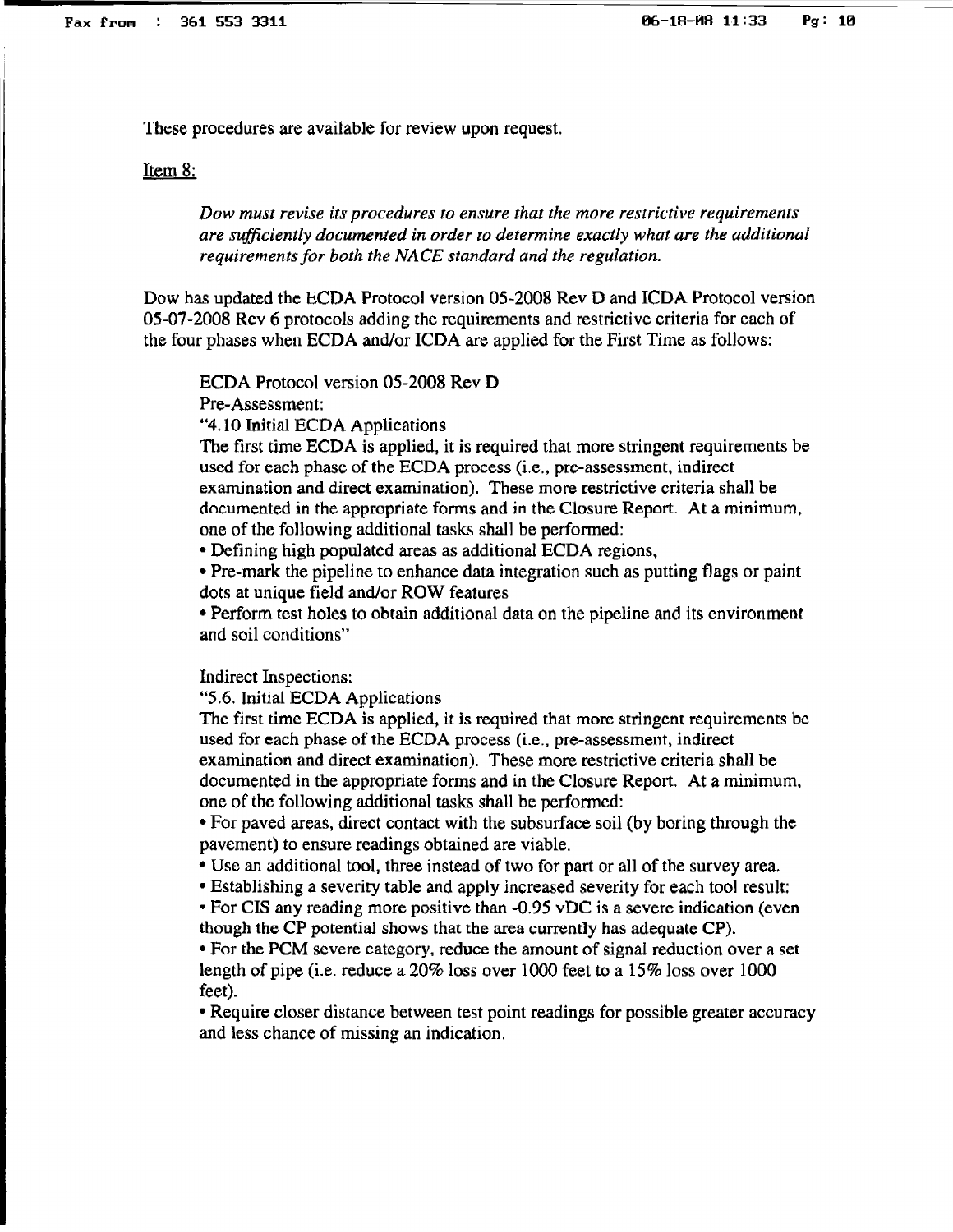These procedures are available for review upon request.

Item 8:

> *Dow must revise its procedures to ensure that the more restrictive requirements are sufficiently documented in order to determine exactly what are the additional requirements for both the NACE standard and the regulation.*

Dow has updated the ECDA Protocol version 05-2008 Rev D and ICDA Protocol version 05-07-2008 Rev 6 protocols adding the requirements and restrictive criteria for each of the four phases when ECDA and/or ICDA are applied for the First Time as follows:

> ECDA Protocol version 05-2008 Rev D
>
> Pre-Assessment:
>
> "4.10 Initial ECDA Applications
>
> The first time ECDA is applied, it is required that more stringent requirements be used for each phase of the ECDA process (i.e., pre-assessment, indirect examination and direct examination). These more restrictive criteria shall be documented in the appropriate forms and in the Closure Report. At a minimum, one of the following additional tasks shall be performed:
>
> - Defining high populated areas as additional ECDA regions,
> - Pre-mark the pipeline to enhance data integration such as putting flags or paint dots at unique field and/or ROW features
> - Perform test holes to obtain additional data on the pipeline and its environment and soil conditions"
>
> Indirect Inspections:
>
> "5.6. Initial ECDA Applications
>
> The first time ECDA is applied, it is required that more stringent requirements be used for each phase of the ECDA process (i.e., pre-assessment, indirect examination and direct examination). These more restrictive criteria shall be documented in the appropriate forms and in the Closure Report. At a minimum, one of the following additional tasks shall be performed:
>
> - For paved areas, direct contact with the subsurface soil (by boring through the pavement) to ensure readings obtained are viable.
> - Use an additional tool, three instead of two for part or all of the survey area.
> - Establishing a severity table and apply increased severity for each tool result:
> - For CIS any reading more positive than -0.95 vDC is a severe indication (even though the CP potential shows that the area currently has adequate CP).
> - For the PCM severe category, reduce the amount of signal reduction over a set length of pipe (i.e. reduce a 20% loss over 1000 feet to a 15% loss over 1000 feet).
> - Require closer distance between test point readings for possible greater accuracy and less chance of missing an indication.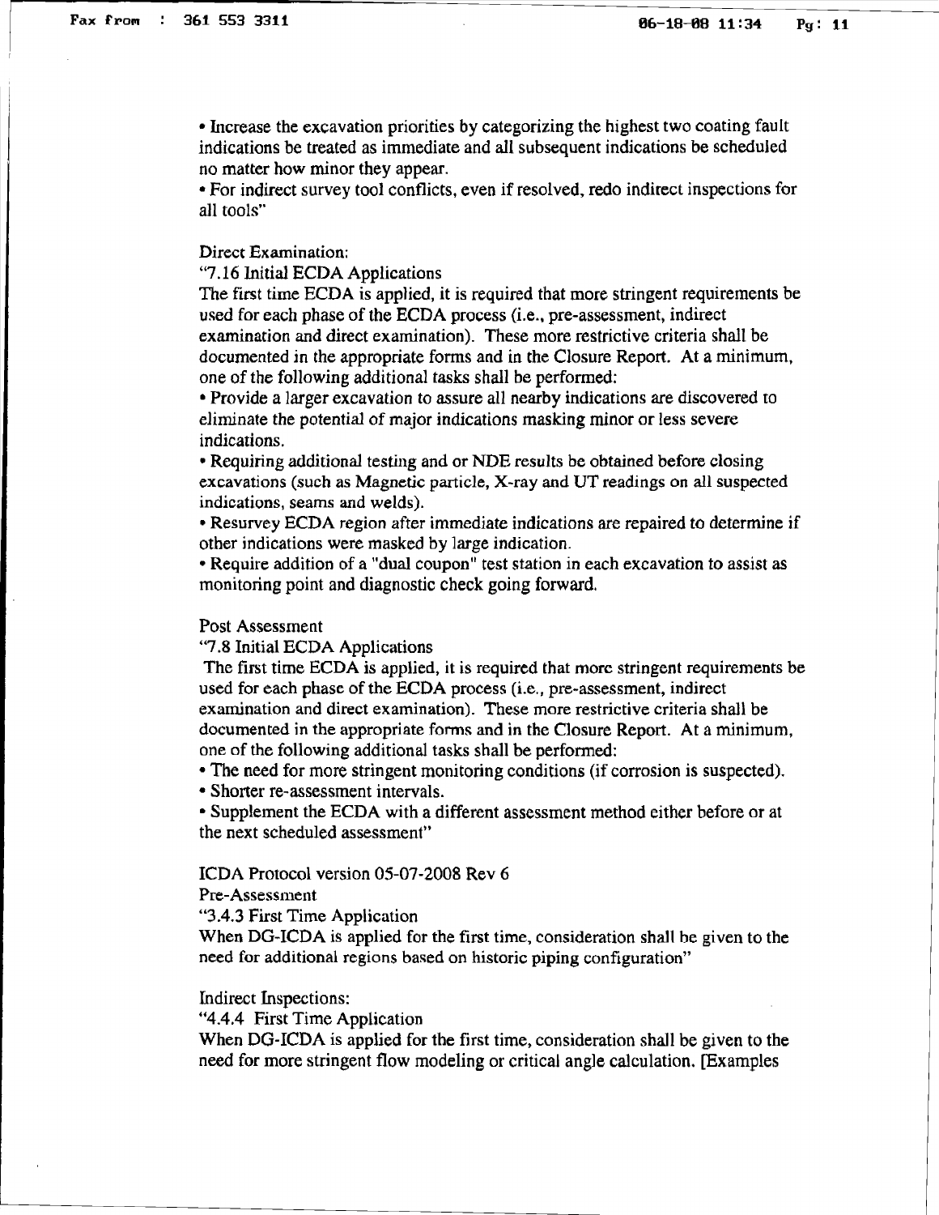• Increase the excavation priorities by categorizing the highest two coating fault indications be treated as immediate and all subsequent indications be scheduled no matter how minor they appear.

• For indirect survey tool conflicts, even if resolved, redo indirect inspections for all tools"

Direct Examination:

"7.16 Initial ECDA Applications

The first time ECDA is applied, it is required that more stringent requirements be used for each phase of the ECDA process (i.e., pre-assessment, indirect examination and direct examination). These more restrictive criteria shall be documented in the appropriate forms and in the Closure Report. At a minimum, one of the following additional tasks shall be performed:

• Provide a larger excavation to assure all nearby indications are discovered to eliminate the potential of major indications masking minor or less severe indications.

• Requiring additional testing and or NDE results be obtained before closing excavations (such as Magnetic particle, X-ray and UT readings on all suspected indications, seams and welds).

• Resurvey ECDA region after immediate indications are repaired to determine if other indications were masked by large indication.

• Require addition of a "dual coupon" test station in each excavation to assist as monitoring point and diagnostic check going forward.

Post Assessment

"7.8 Initial ECDA Applications

The first time ECDA is applied, it is required that more stringent requirements be used for each phase of the ECDA process (i.e., pre-assessment, indirect examination and direct examination). These more restrictive criteria shall be documented in the appropriate forms and in the Closure Report. At a minimum, one of the following additional tasks shall be performed:

• The need for more stringent monitoring conditions (if corrosion is suspected).

• Shorter re-assessment intervals.

• Supplement the ECDA with a different assessment method either before or at the next scheduled assessment"

ICDA Protocol version 05-07-2008 Rev 6

Pre-Assessment

"3.4.3 First Time Application

When DG-ICDA is applied for the first time, consideration shall be given to the need for additional regions based on historic piping configuration"

Indirect Inspections:

"4.4.4 First Time Application

When DG-ICDA is applied for the first time, consideration shall be given to the need for more stringent flow modeling or critical angle calculation. [Examples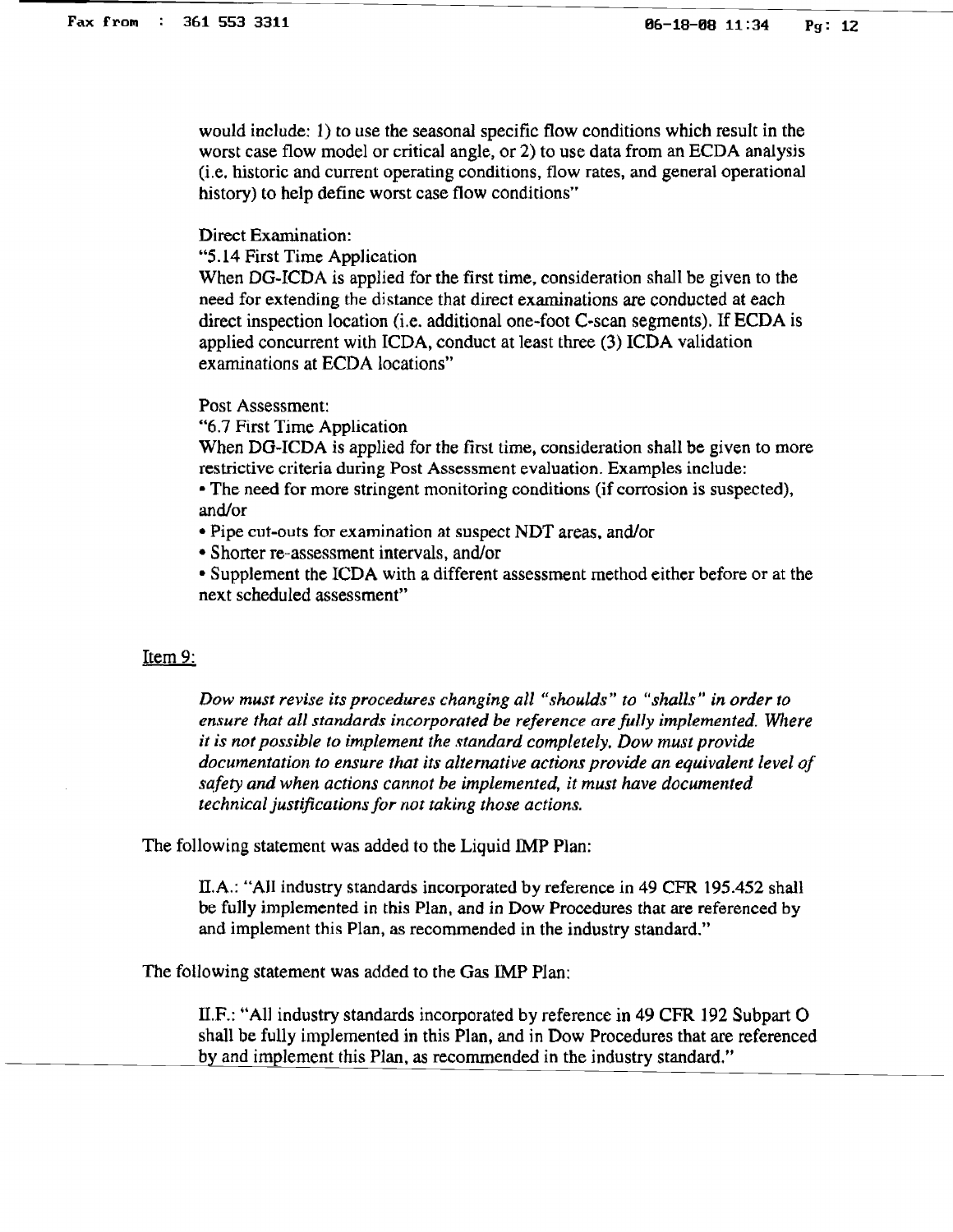would include: 1) to use the seasonal specific flow conditions which result in the worst case flow model or critical angle, or 2) to use data from an ECDA analysis (i.e. historic and current operating conditions, flow rates, and general operational history) to help define worst case flow conditions"

Direct Examination:

"5.14 First Time Application
When DG-ICDA is applied for the first time, consideration shall be given to the need for extending the distance that direct examinations are conducted at each direct inspection location (i.e. additional one-foot C-scan segments). If ECDA is applied concurrent with ICDA, conduct at least three (3) ICDA validation examinations at ECDA locations"

Post Assessment:

"6.7 First Time Application
When DG-ICDA is applied for the first time, consideration shall be given to more restrictive criteria during Post Assessment evaluation. Examples include:

- The need for more stringent monitoring conditions (if corrosion is suspected), and/or
- Pipe cut-outs for examination at suspect NDT areas, and/or
- Shorter re-assessment intervals, and/or
- Supplement the ICDA with a different assessment method either before or at the next scheduled assessment"

<u>Item 9:</u>

*Dow must revise its procedures changing all "shoulds" to "shalls" in order to ensure that all standards incorporated be reference are fully implemented. Where it is not possible to implement the standard completely, Dow must provide documentation to ensure that its alternative actions provide an equivalent level of safety and when actions cannot be implemented, it must have documented technical justifications for not taking those actions.*

The following statement was added to the Liquid IMP Plan:

> II.A.: "All industry standards incorporated by reference in 49 CFR 195.452 shall be fully implemented in this Plan, and in Dow Procedures that are referenced by and implement this Plan, as recommended in the industry standard."

The following statement was added to the Gas IMP Plan:

> II.F.: "All industry standards incorporated by reference in 49 CFR 192 Subpart O shall be fully implemented in this Plan, and in Dow Procedures that are referenced by and implement this Plan, as recommended in the industry standard."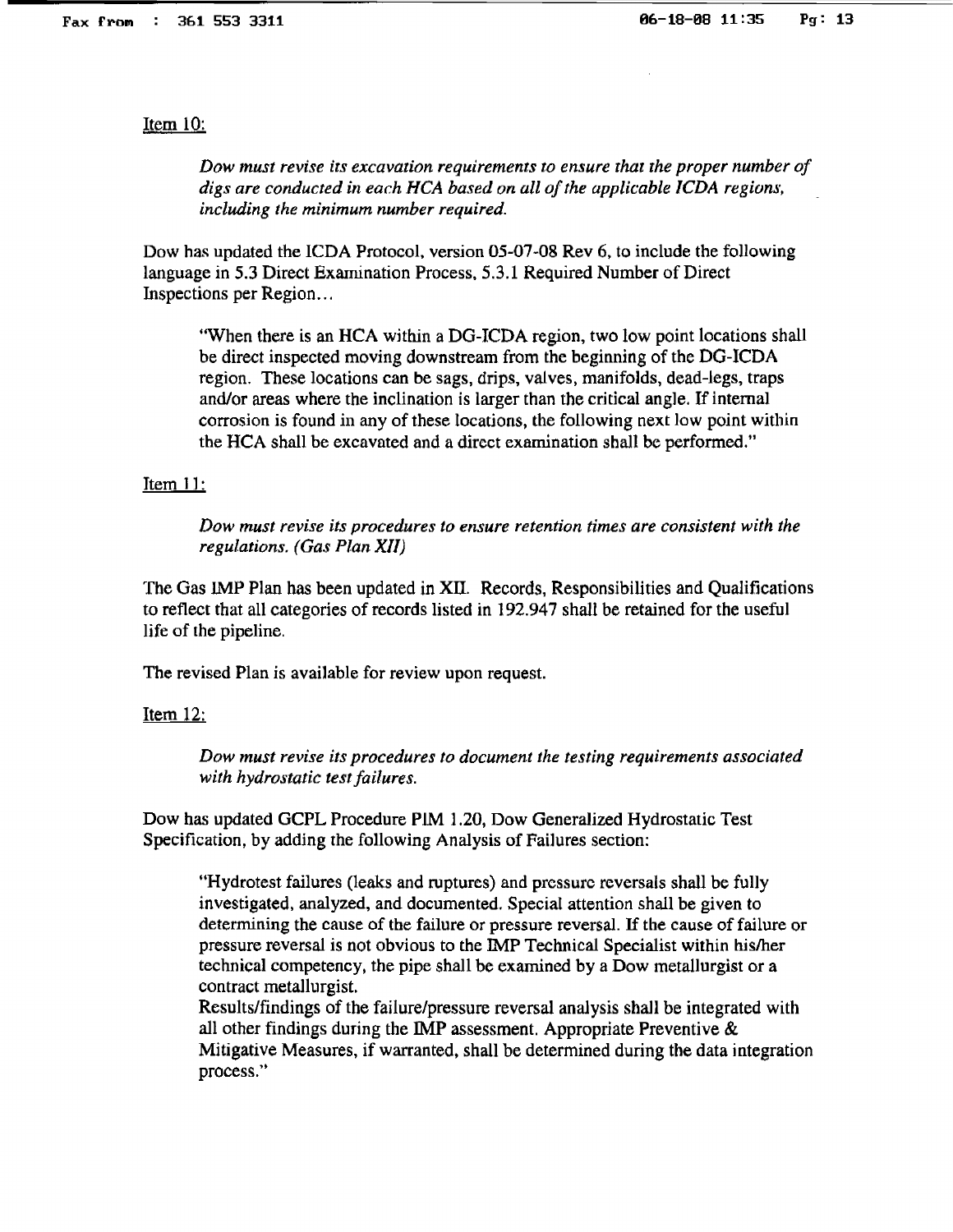Item 10:

> *Dow must revise its excavation requirements to ensure that the proper number of digs are conducted in each HCA based on all of the applicable ICDA regions, including the minimum number required.*

Dow has updated the ICDA Protocol, version 05-07-08 Rev 6, to include the following language in 5.3 Direct Examination Process, 5.3.1 Required Number of Direct Inspections per Region…

> "When there is an HCA within a DG-ICDA region, two low point locations shall be direct inspected moving downstream from the beginning of the DG-ICDA region. These locations can be sags, drips, valves, manifolds, dead-legs, traps and/or areas where the inclination is larger than the critical angle. If internal corrosion is found in any of these locations, the following next low point within the HCA shall be excavated and a direct examination shall be performed."

Item 11:

> *Dow must revise its procedures to ensure retention times are consistent with the regulations. (Gas Plan XII)*

The Gas IMP Plan has been updated in XII. Records, Responsibilities and Qualifications to reflect that all categories of records listed in 192.947 shall be retained for the useful life of the pipeline.

The revised Plan is available for review upon request.

Item 12:

> *Dow must revise its procedures to document the testing requirements associated with hydrostatic test failures.*

Dow has updated GCPL Procedure PIM 1.20, Dow Generalized Hydrostatic Test Specification, by adding the following Analysis of Failures section:

> "Hydrotest failures (leaks and ruptures) and pressure reversals shall be fully investigated, analyzed, and documented. Special attention shall be given to determining the cause of the failure or pressure reversal. If the cause of failure or pressure reversal is not obvious to the IMP Technical Specialist within his/her technical competency, the pipe shall be examined by a Dow metallurgist or a contract metallurgist.
>
> Results/findings of the failure/pressure reversal analysis shall be integrated with all other findings during the IMP assessment. Appropriate Preventive & Mitigative Measures, if warranted, shall be determined during the data integration process."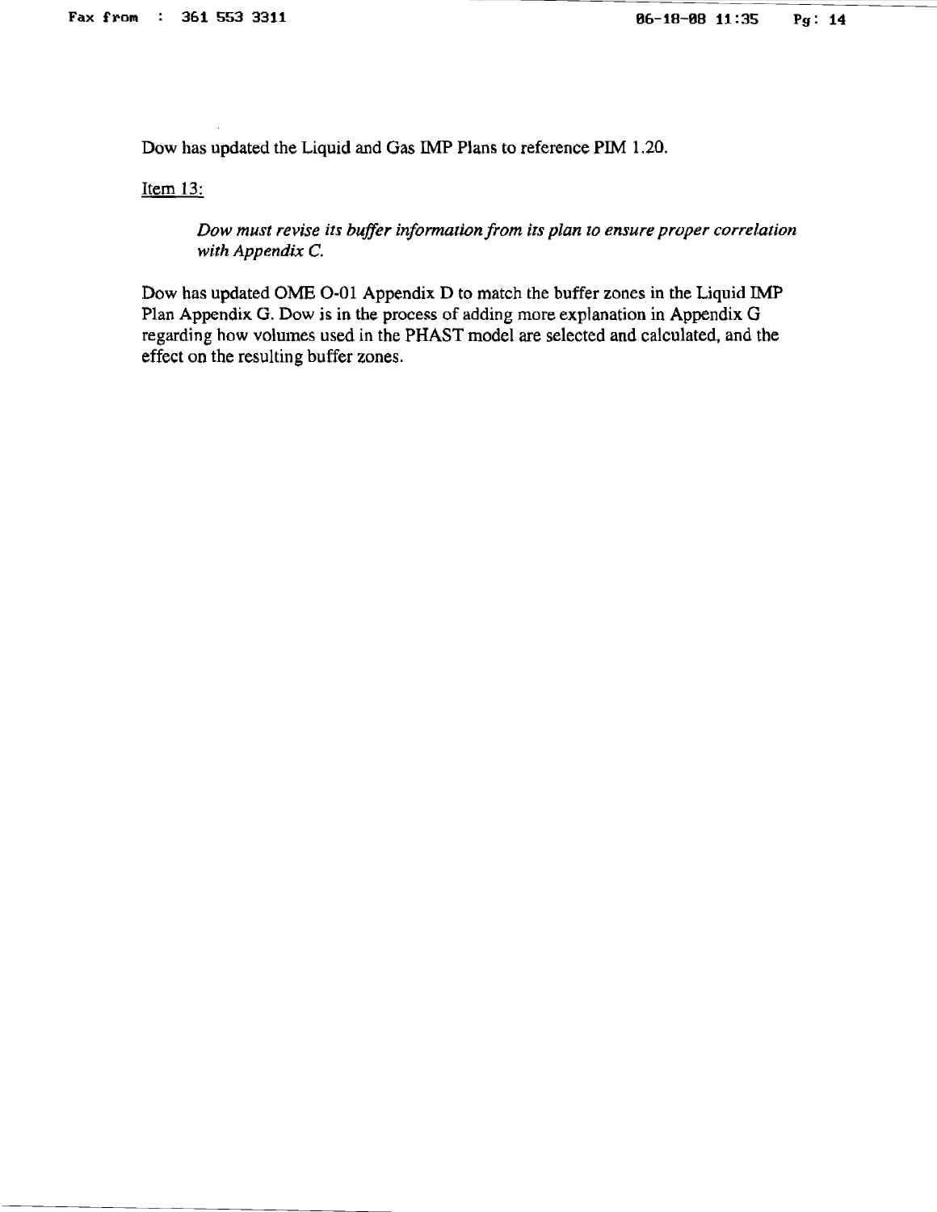Dow has updated the Liquid and Gas IMP Plans to reference PIM 1.20.

Item 13:

*Dow must revise its buffer information from its plan to ensure proper correlation with Appendix C.*

Dow has updated OME O-01 Appendix D to match the buffer zones in the Liquid IMP Plan Appendix G. Dow is in the process of adding more explanation in Appendix G regarding how volumes used in the PHAST model are selected and calculated, and the effect on the resulting buffer zones.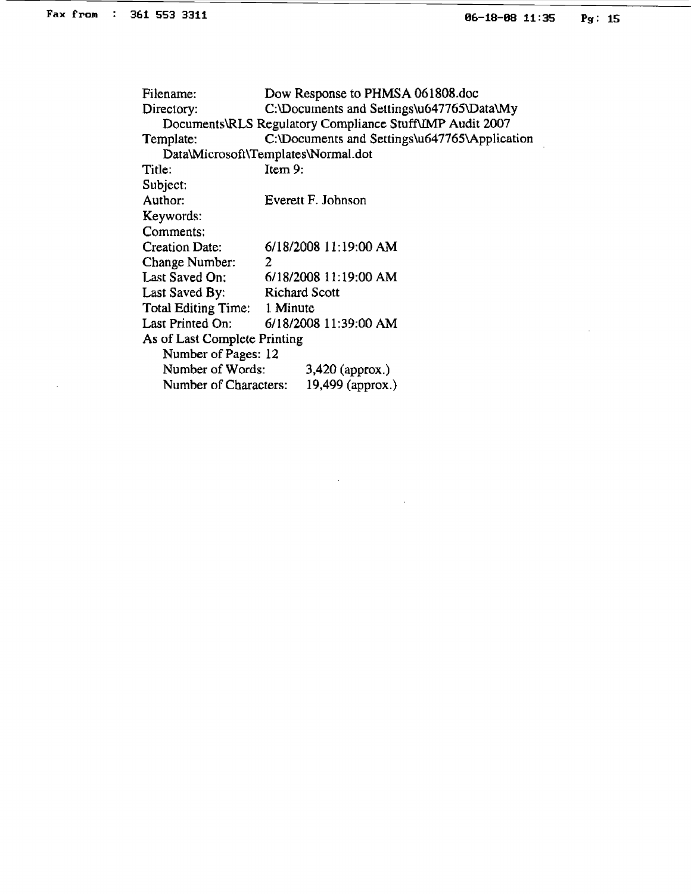Filename: Dow Response to PHMSA 061808.doc
Directory: C:\Documents and Settings\u647765\Data\My Documents\RLS Regulatory Compliance Stuff\IMP Audit 2007
Template: C:\Documents and Settings\u647765\Application Data\Microsoft\Templates\Normal.dot
Title: Item 9:
Subject:
Author: Everett F. Johnson
Keywords:
Comments:
Creation Date: 6/18/2008 11:19:00 AM
Change Number: 2
Last Saved On: 6/18/2008 11:19:00 AM
Last Saved By: Richard Scott
Total Editing Time: 1 Minute
Last Printed On: 6/18/2008 11:39:00 AM
As of Last Complete Printing
Number of Pages: 12
Number of Words: 3,420 (approx.)
Number of Characters: 19,499 (approx.)